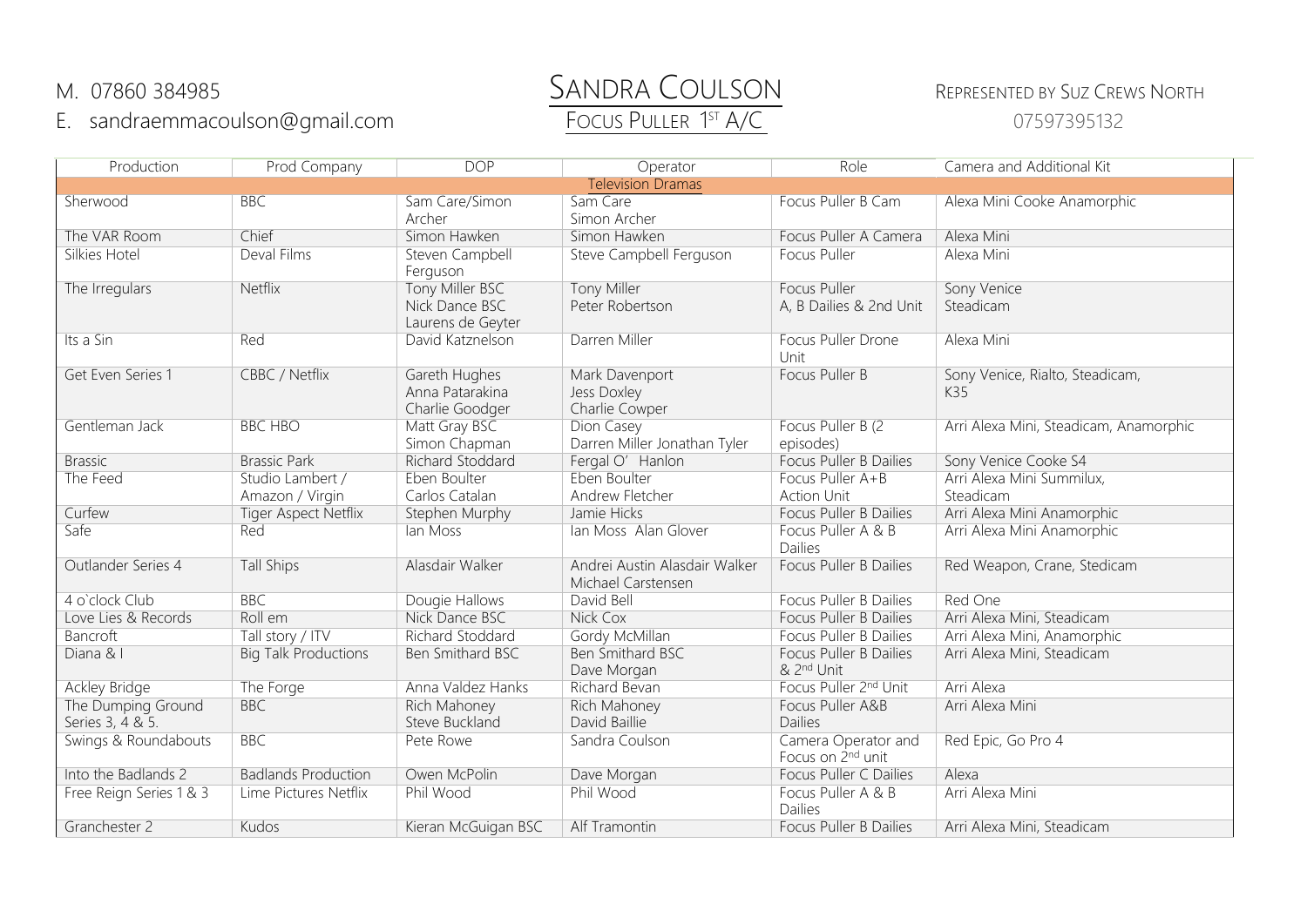M. 07860 384985

E. sandraemmacoulson@gmail.com

# SANDRA COULSON

FOCUS PULLER 1ST A/C

REPRESENTED BY SUZ CREWS NORTH

07597395132

| Production | Prod Company | DOP | Operator | Role | Camera and Additional Kit |
|---|---|---|---|---|---|
| **Television Dramas** | | | | | |
| Sherwood | BBC | Sam Care/Simon Archer | Sam Care<br>Simon Archer | Focus Puller B Cam | Alexa Mini Cooke Anamorphic |
| The VAR Room | Chief | Simon Hawken | Simon Hawken | Focus Puller A Camera | Alexa Mini |
| Silkies Hotel | Deval Films | Steven Campbell Ferguson | Steve Campbell Ferguson | Focus Puller | Alexa Mini |
| The Irregulars | Netflix | Tony Miller BSC<br>Nick Dance BSC<br>Laurens de Geyter | Tony Miller<br>Peter Robertson | Focus Puller<br>A, B Dailies & 2nd Unit | Sony Venice<br>Steadicam |
| Its a Sin | Red | David Katznelson | Darren Miller | Focus Puller Drone Unit | Alexa Mini |
| Get Even Series 1 | CBBC / Netflix | Gareth Hughes<br>Anna Patarakina<br>Charlie Goodger | Mark Davenport<br>Jess Doxley<br>Charlie Cowper | Focus Puller B | Sony Venice, Rialto, Steadicam, K35 |
| Gentleman Jack | BBC HBO | Matt Gray BSC<br>Simon Chapman | Dion Casey<br>Darren Miller Jonathan Tyler | Focus Puller B (2 episodes) | Arri Alexa Mini, Steadicam, Anamorphic |
| Brassic | Brassic Park | Richard Stoddard | Fergal O' Hanlon | Focus Puller B Dailies | Sony Venice Cooke S4 |
| The Feed | Studio Lambert / Amazon / Virgin | Eben Boulter<br>Carlos Catalan | Eben Boulter<br>Andrew Fletcher | Focus Puller A+B Action Unit | Arri Alexa Mini Summilux, Steadicam |
| Curfew | Tiger Aspect Netflix | Stephen Murphy | Jamie Hicks | Focus Puller B Dailies | Arri Alexa Mini Anamorphic |
| Safe | Red | Ian Moss | Ian Moss Alan Glover | Focus Puller A & B Dailies | Arri Alexa Mini Anamorphic |
| Outlander Series 4 | Tall Ships | Alasdair Walker | Andrei Austin Alasdair Walker<br>Michael Carstensen | Focus Puller B Dailies | Red Weapon, Crane, Stedicam |
| 4 o`clock Club | BBC | Dougie Hallows | David Bell | Focus Puller B Dailies | Red One |
| Love Lies & Records | Roll em | Nick Dance BSC | Nick Cox | Focus Puller B Dailies | Arri Alexa Mini, Steadicam |
| Bancroft | Tall story / ITV | Richard Stoddard | Gordy McMillan | Focus Puller B Dailies | Arri Alexa Mini, Anamorphic |
| Diana & I | Big Talk Productions | Ben Smithard BSC | Ben Smithard BSC<br>Dave Morgan | Focus Puller B Dailies & 2nd Unit | Arri Alexa Mini, Steadicam |
| Ackley Bridge | The Forge | Anna Valdez Hanks | Richard Bevan | Focus Puller 2nd Unit | Arri Alexa |
| The Dumping Ground Series 3, 4 & 5. | BBC | Rich Mahoney<br>Steve Buckland | Rich Mahoney<br>David Baillie | Focus Puller A&B Dailies | Arri Alexa Mini |
| Swings & Roundabouts | BBC | Pete Rowe | Sandra Coulson | Camera Operator and Focus on 2nd unit | Red Epic, Go Pro 4 |
| Into the Badlands 2 | Badlands Production | Owen McPolin | Dave Morgan | Focus Puller C Dailies | Alexa |
| Free Reign Series 1 & 3 | Lime Pictures Netflix | Phil Wood | Phil Wood | Focus Puller A & B Dailies | Arri Alexa Mini |
| Granchester 2 | Kudos | Kieran McGuigan BSC | Alf Tramontin | Focus Puller B Dailies | Arri Alexa Mini, Steadicam |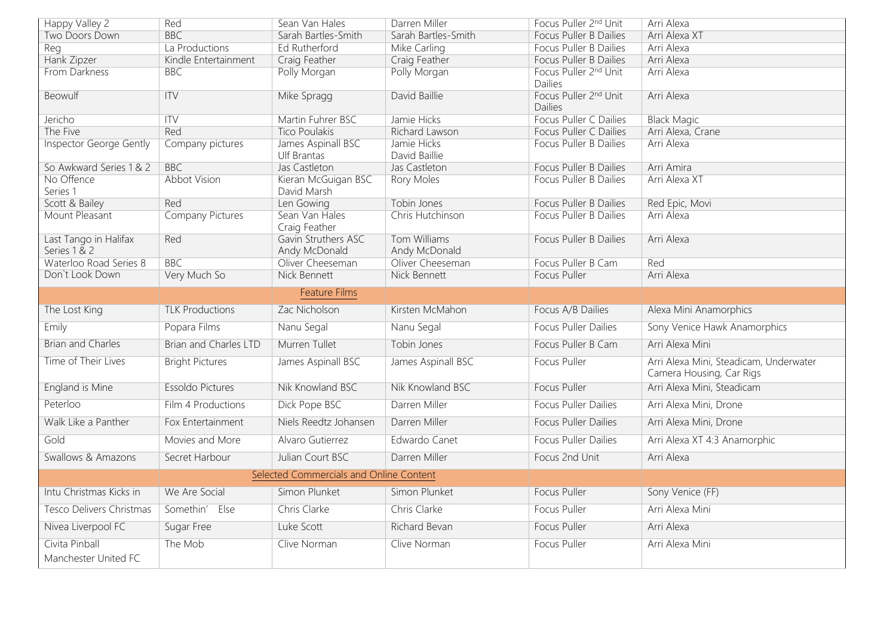| | | | | | |
|---|---|---|---|---|---|
| Happy Valley 2 | Red | Sean Van Hales | Darren Miller | Focus Puller 2nd Unit | Arri Alexa |
| Two Doors Down | BBC | Sarah Bartles-Smith | Sarah Bartles-Smith | Focus Puller B Dailies | Arri Alexa XT |
| Reg | La Productions | Ed Rutherford | Mike Carling | Focus Puller B Dailies | Arri Alexa |
| Hank Zipzer | Kindle Entertainment | Craig Feather | Craig Feather | Focus Puller B Dailies | Arri Alexa |
| From Darkness | BBC | Polly Morgan | Polly Morgan | Focus Puller 2nd Unit Dailies | Arri Alexa |
| Beowulf | ITV | Mike Spragg | David Baillie | Focus Puller 2nd Unit Dailies | Arri Alexa |
| Jericho | ITV | Martin Fuhrer BSC | Jamie Hicks | Focus Puller C Dailies | Black Magic |
| The Five | Red | Tico Poulakis | Richard Lawson | Focus Puller C Dailies | Arri Alexa, Crane |
| Inspector George Gently | Company pictures | James Aspinall BSC<br>Ulf Brantas | Jamie Hicks<br>David Baillie | Focus Puller B Dailies | Arri Alexa |
| So Awkward Series 1 & 2 | BBC | Jas Castleton | Jas Castleton | Focus Puller B Dailies | Arri Amira |
| No Offence<br>Series 1 | Abbot Vision | Kieran McGuigan BSC<br>David Marsh | Rory Moles | Focus Puller B Dailies | Arri Alexa XT |
| Scott & Bailey | Red | Len Gowing | Tobin Jones | Focus Puller B Dailies | Red Epic, Movi |
| Mount Pleasant | Company Pictures | Sean Van Hales<br>Craig Feather | Chris Hutchinson | Focus Puller B Dailies | Arri Alexa |
| Last Tango in Halifax<br>Series 1 & 2 | Red | Gavin Struthers ASC<br>Andy McDonald | Tom Williams<br>Andy McDonald | Focus Puller B Dailies | Arri Alexa |
| Waterloo Road Series 8 | BBC | Oliver Cheeseman | Oliver Cheeseman | Focus Puller B Cam | Red |
| Don't Look Down | Very Much So | Nick Bennett | Nick Bennett | Focus Puller | Arri Alexa |
| | | Feature Films | | | |
| The Lost King | TLK Productions | Zac Nicholson | Kirsten McMahon | Focus A/B Dailies | Alexa Mini Anamorphics |
| Emily | Popara Films | Nanu Segal | Nanu Segal | Focus Puller Dailies | Sony Venice Hawk Anamorphics |
| Brian and Charles | Brian and Charles LTD | Murren Tullet | Tobin Jones | Focus Puller B Cam | Arri Alexa Mini |
| Time of Their Lives | Bright Pictures | James Aspinall BSC | James Aspinall BSC | Focus Puller | Arri Alexa Mini, Steadicam, Underwater Camera Housing, Car Rigs |
| England is Mine | Essoldo Pictures | Nik Knowland BSC | Nik Knowland BSC | Focus Puller | Arri Alexa Mini, Steadicam |
| Peterloo | Film 4 Productions | Dick Pope BSC | Darren Miller | Focus Puller Dailies | Arri Alexa Mini, Drone |
| Walk Like a Panther | Fox Entertainment | Niels Reedtz Johansen | Darren Miller | Focus Puller Dailies | Arri Alexa Mini, Drone |
| Gold | Movies and More | Alvaro Gutierrez | Edwardo Canet | Focus Puller Dailies | Arri Alexa XT 4:3 Anamorphic |
| Swallows & Amazons | Secret Harbour | Julian Court BSC | Darren Miller | Focus 2nd Unit | Arri Alexa |
| | | Selected Commercials and Online Content | | | |
| Intu Christmas Kicks in | We Are Social | Simon Plunket | Simon Plunket | Focus Puller | Sony Venice (FF) |
| Tesco Delivers Christmas | Somethin' Else | Chris Clarke | Chris Clarke | Focus Puller | Arri Alexa Mini |
| Nivea Liverpool FC | Sugar Free | Luke Scott | Richard Bevan | Focus Puller | Arri Alexa |
| Civita Pinball<br>Manchester United FC | The Mob | Clive Norman | Clive Norman | Focus Puller | Arri Alexa Mini |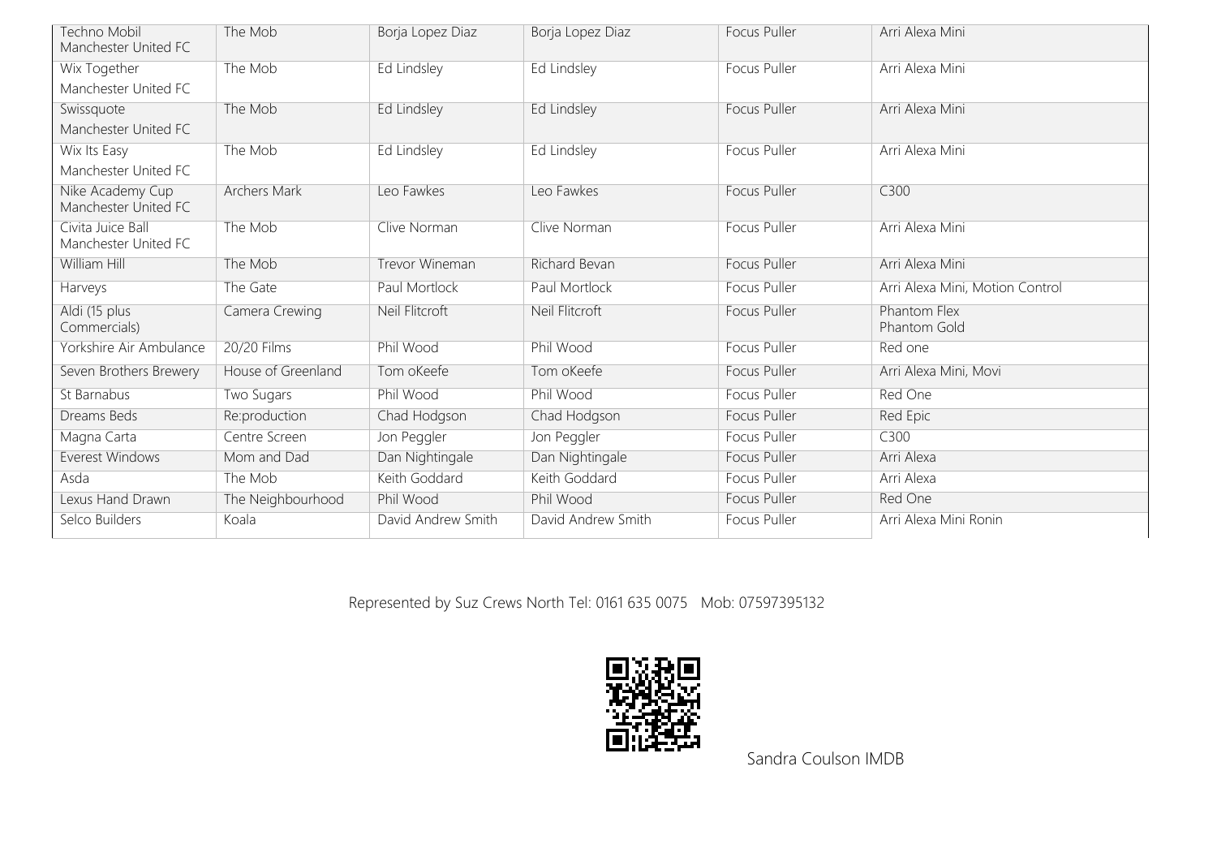| | | | | | |
|---|---|---|---|---|---|
| Techno Mobil Manchester United FC | The Mob | Borja Lopez Diaz | Borja Lopez Diaz | Focus Puller | Arri Alexa Mini |
| Wix Together Manchester United FC | The Mob | Ed Lindsley | Ed Lindsley | Focus Puller | Arri Alexa Mini |
| Swissquote Manchester United FC | The Mob | Ed Lindsley | Ed Lindsley | Focus Puller | Arri Alexa Mini |
| Wix Its Easy Manchester United FC | The Mob | Ed Lindsley | Ed Lindsley | Focus Puller | Arri Alexa Mini |
| Nike Academy Cup Manchester United FC | Archers Mark | Leo Fawkes | Leo Fawkes | Focus Puller | C300 |
| Civita Juice Ball Manchester United FC | The Mob | Clive Norman | Clive Norman | Focus Puller | Arri Alexa Mini |
| William Hill | The Mob | Trevor Wineman | Richard Bevan | Focus Puller | Arri Alexa Mini |
| Harveys | The Gate | Paul Mortlock | Paul Mortlock | Focus Puller | Arri Alexa Mini, Motion Control |
| Aldi (15 plus Commercials) | Camera Crewing | Neil Flitcroft | Neil Flitcroft | Focus Puller | Phantom Flex Phantom Gold |
| Yorkshire Air Ambulance | 20/20 Films | Phil Wood | Phil Wood | Focus Puller | Red one |
| Seven Brothers Brewery | House of Greenland | Tom oKeefe | Tom oKeefe | Focus Puller | Arri Alexa Mini, Movi |
| St Barnabus | Two Sugars | Phil Wood | Phil Wood | Focus Puller | Red One |
| Dreams Beds | Re:production | Chad Hodgson | Chad Hodgson | Focus Puller | Red Epic |
| Magna Carta | Centre Screen | Jon Peggler | Jon Peggler | Focus Puller | C300 |
| Everest Windows | Mom and Dad | Dan Nightingale | Dan Nightingale | Focus Puller | Arri Alexa |
| Asda | The Mob | Keith Goddard | Keith Goddard | Focus Puller | Arri Alexa |
| Lexus Hand Drawn | The Neighbourhood | Phil Wood | Phil Wood | Focus Puller | Red One |
| Selco Builders | Koala | David Andrew Smith | David Andrew Smith | Focus Puller | Arri Alexa Mini Ronin |

Represented by Suz Crews North Tel: 0161 635 0075 Mob: 07597395132

Sandra Coulson IMDB